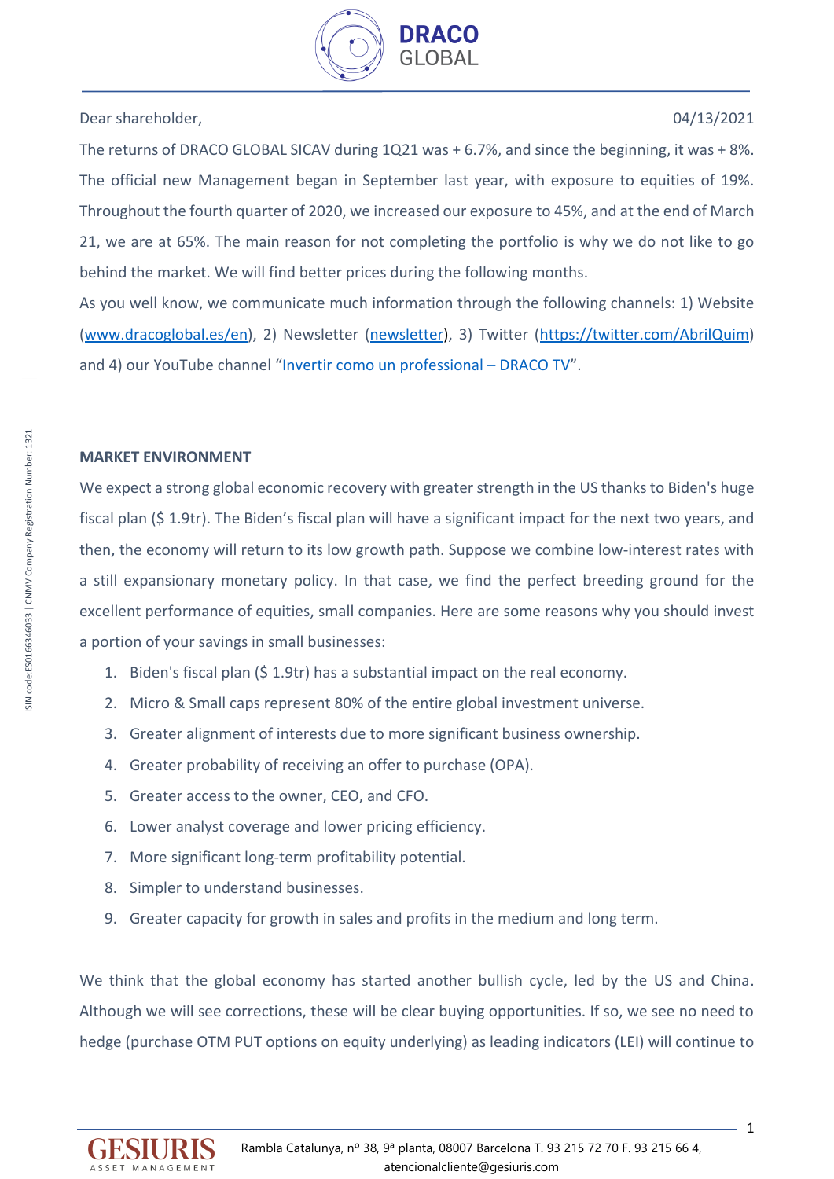Dear shareholder, 04/13/2021

The returns of DRACO GLOBAL SICAV during 1Q21 was + 6.7%, and since the beginning, it was + 8%. The official new Management began in September last year, with exposure to equities of 19%. Throughout the fourth quarter of 2020, we increased our exposure to 45%, and at the end of March 21, we are at 65%. The main reason for not completing the portfolio is why we do not like to go behind the market. We will find better prices during the following months.

As you well know, we communicate much information through the following channels: 1) Website ([www.dracoglobal.es/en](www.dracoglobal.es/en)), 2) Newsletter (newsletter), 3) Twitter ([https://twitter.com/AbrilQuim](https://twitter.com/AbrilQuim)) and 4) our YouTube channel "Invertir como un professional – DRACO TV".

## MARKET ENVIRONMENT

We expect a strong global economic recovery with greater strength in the US thanks to Biden's huge fiscal plan ($ 1.9tr). The Biden's fiscal plan will have a significant impact for the next two years, and then, the economy will return to its low growth path. Suppose we combine low-interest rates with a still expansionary monetary policy. In that case, we find the perfect breeding ground for the excellent performance of equities, small companies. Here are some reasons why you should invest a portion of your savings in small businesses:

1. Biden's fiscal plan ($ 1.9tr) has a substantial impact on the real economy.
2. Micro & Small caps represent 80% of the entire global investment universe.
3. Greater alignment of interests due to more significant business ownership.
4. Greater probability of receiving an offer to purchase (OPA).
5. Greater access to the owner, CEO, and CFO.
6. Lower analyst coverage and lower pricing efficiency.
7. More significant long-term profitability potential.
8. Simpler to understand businesses.
9. Greater capacity for growth in sales and profits in the medium and long term.

We think that the global economy has started another bullish cycle, led by the US and China. Although we will see corrections, these will be clear buying opportunities. If so, we see no need to hedge (purchase OTM PUT options on equity underlying) as leading indicators (LEI) will continue to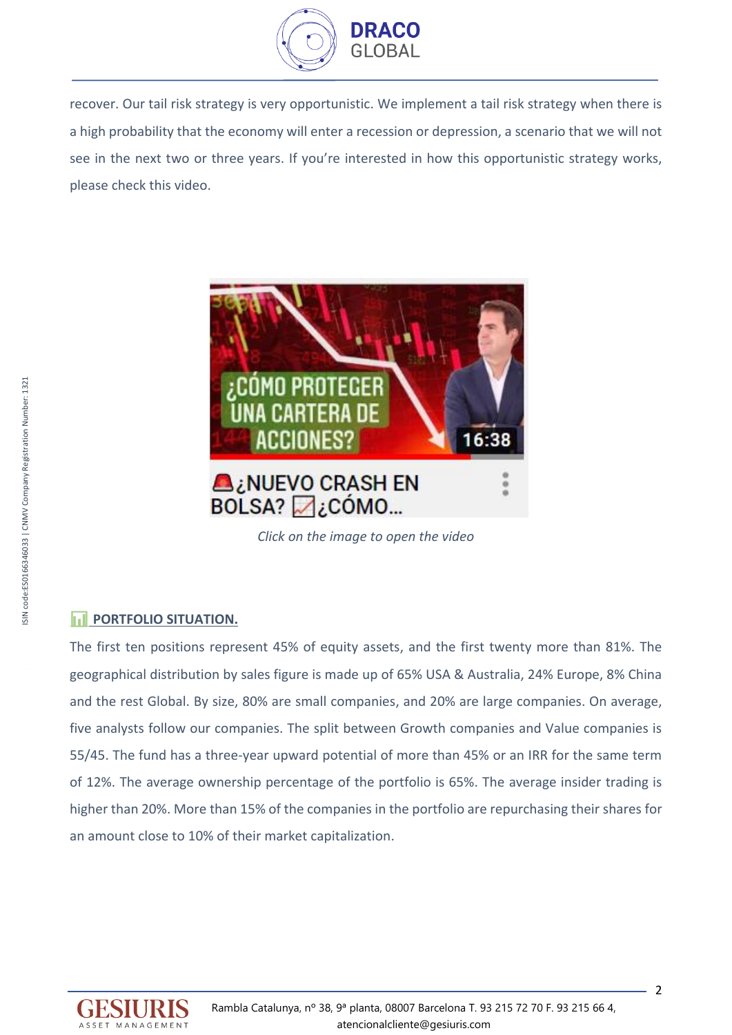recover. Our tail risk strategy is very opportunistic. We implement a tail risk strategy when there is a high probability that the economy will enter a recession or depression, a scenario that we will not see in the next two or three years. If you're interested in how this opportunistic strategy works, please check this video.

*Click on the image to open the video*

## PORTFOLIO SITUATION.

The first ten positions represent 45% of equity assets, and the first twenty more than 81%. The geographical distribution by sales figure is made up of 65% USA & Australia, 24% Europe, 8% China and the rest Global. By size, 80% are small companies, and 20% are large companies. On average, five analysts follow our companies. The split between Growth companies and Value companies is 55/45. The fund has a three-year upward potential of more than 45% or an IRR for the same term of 12%. The average ownership percentage of the portfolio is 65%. The average insider trading is higher than 20%. More than 15% of the companies in the portfolio are repurchasing their shares for an amount close to 10% of their market capitalization.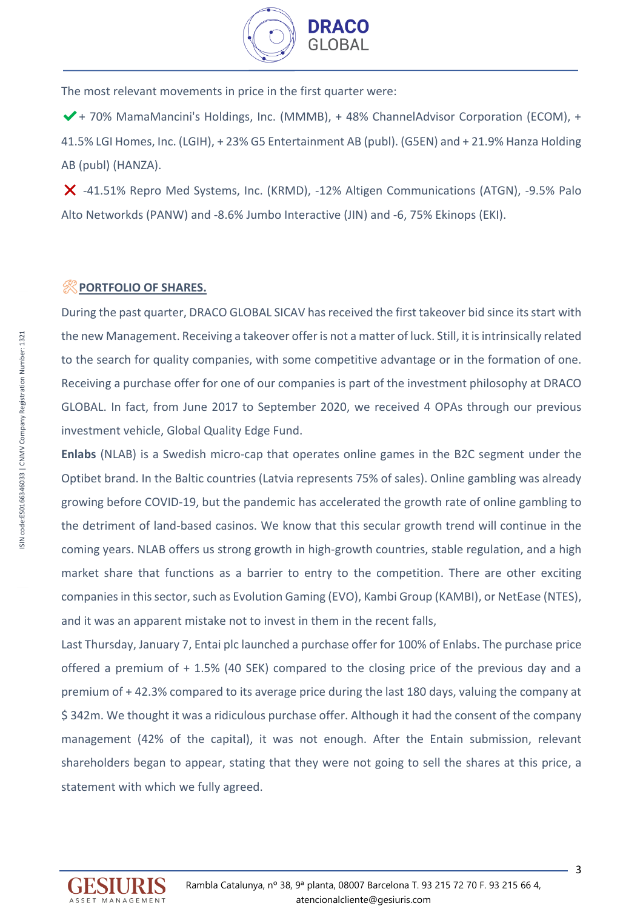The most relevant movements in price in the first quarter were:

✔ + 70% MamaMancini's Holdings, Inc. (MMMB), + 48% ChannelAdvisor Corporation (ECOM), + 41.5% LGI Homes, Inc. (LGIH), + 23% G5 Entertainment AB (publ). (G5EN) and + 21.9% Hanza Holding AB (publ) (HANZA).

✘ -41.51% Repro Med Systems, Inc. (KRMD), -12% Altigen Communications (ATGN), -9.5% Palo Alto Networkds (PANW) and -8.6% Jumbo Interactive (JIN) and -6, 75% Ekinops (EKI).

## PORTFOLIO OF SHARES.

During the past quarter, DRACO GLOBAL SICAV has received the first takeover bid since its start with the new Management. Receiving a takeover offer is not a matter of luck. Still, it is intrinsically related to the search for quality companies, with some competitive advantage or in the formation of one. Receiving a purchase offer for one of our companies is part of the investment philosophy at DRACO GLOBAL. In fact, from June 2017 to September 2020, we received 4 OPAs through our previous investment vehicle, Global Quality Edge Fund.

**Enlabs** (NLAB) is a Swedish micro-cap that operates online games in the B2C segment under the Optibet brand. In the Baltic countries (Latvia represents 75% of sales). Online gambling was already growing before COVID-19, but the pandemic has accelerated the growth rate of online gambling to the detriment of land-based casinos. We know that this secular growth trend will continue in the coming years. NLAB offers us strong growth in high-growth countries, stable regulation, and a high market share that functions as a barrier to entry to the competition. There are other exciting companies in this sector, such as Evolution Gaming (EVO), Kambi Group (KAMBI), or NetEase (NTES), and it was an apparent mistake not to invest in them in the recent falls,

Last Thursday, January 7, Entai plc launched a purchase offer for 100% of Enlabs. The purchase price offered a premium of + 1.5% (40 SEK) compared to the closing price of the previous day and a premium of + 42.3% compared to its average price during the last 180 days, valuing the company at $ 342m. We thought it was a ridiculous purchase offer. Although it had the consent of the company management (42% of the capital), it was not enough. After the Entain submission, relevant shareholders began to appear, stating that they were not going to sell the shares at this price, a statement with which we fully agreed.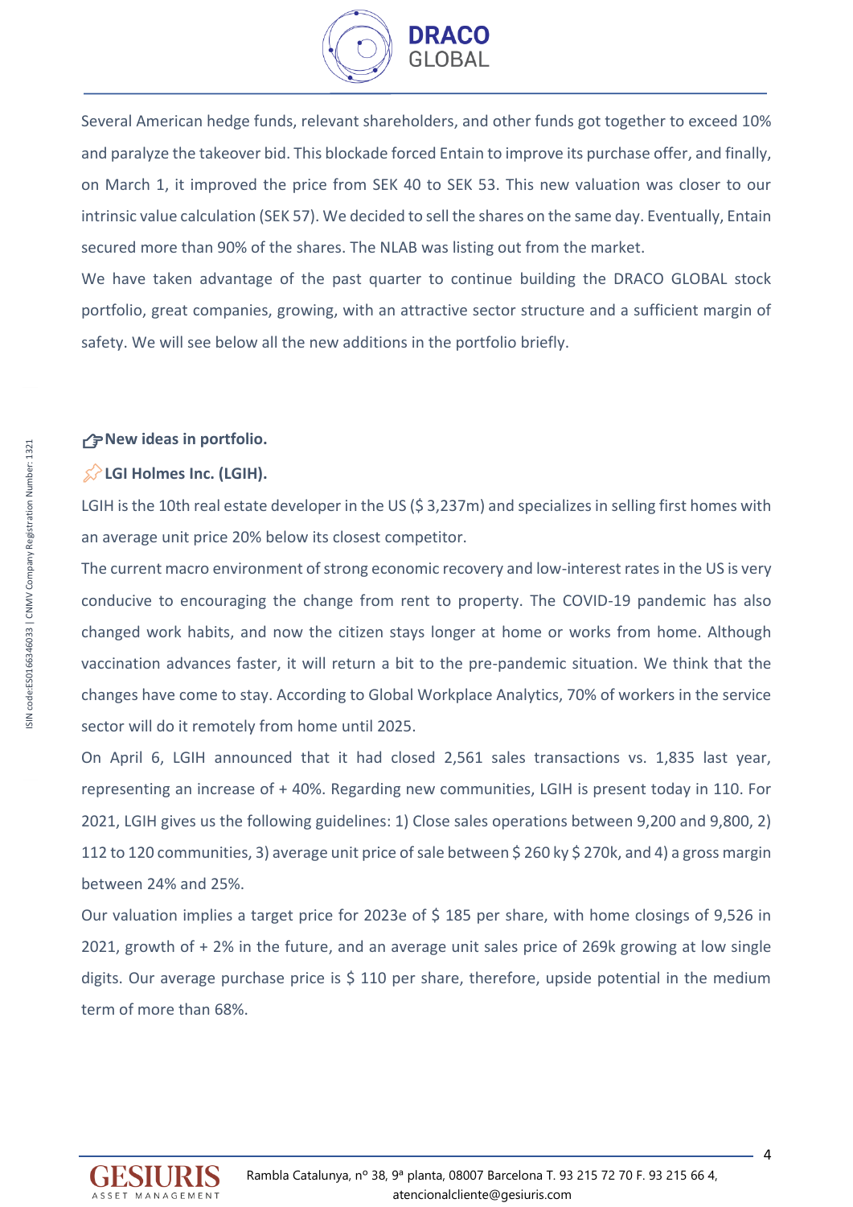Several American hedge funds, relevant shareholders, and other funds got together to exceed 10% and paralyze the takeover bid. This blockade forced Entain to improve its purchase offer, and finally, on March 1, it improved the price from SEK 40 to SEK 53. This new valuation was closer to our intrinsic value calculation (SEK 57). We decided to sell the shares on the same day. Eventually, Entain secured more than 90% of the shares. The NLAB was listing out from the market.

We have taken advantage of the past quarter to continue building the DRACO GLOBAL stock portfolio, great companies, growing, with an attractive sector structure and a sufficient margin of safety. We will see below all the new additions in the portfolio briefly.

## New ideas in portfolio.

### LGI Holmes Inc. (LGIH).

LGIH is the 10th real estate developer in the US ($ 3,237m) and specializes in selling first homes with an average unit price 20% below its closest competitor.

The current macro environment of strong economic recovery and low-interest rates in the US is very conducive to encouraging the change from rent to property. The COVID-19 pandemic has also changed work habits, and now the citizen stays longer at home or works from home. Although vaccination advances faster, it will return a bit to the pre-pandemic situation. We think that the changes have come to stay. According to Global Workplace Analytics, 70% of workers in the service sector will do it remotely from home until 2025.

On April 6, LGIH announced that it had closed 2,561 sales transactions vs. 1,835 last year, representing an increase of + 40%. Regarding new communities, LGIH is present today in 110. For 2021, LGIH gives us the following guidelines: 1) Close sales operations between 9,200 and 9,800, 2) 112 to 120 communities, 3) average unit price of sale between $ 260 ky $ 270k, and 4) a gross margin between 24% and 25%.

Our valuation implies a target price for 2023e of $ 185 per share, with home closings of 9,526 in 2021, growth of + 2% in the future, and an average unit sales price of 269k growing at low single digits. Our average purchase price is $ 110 per share, therefore, upside potential in the medium term of more than 68%.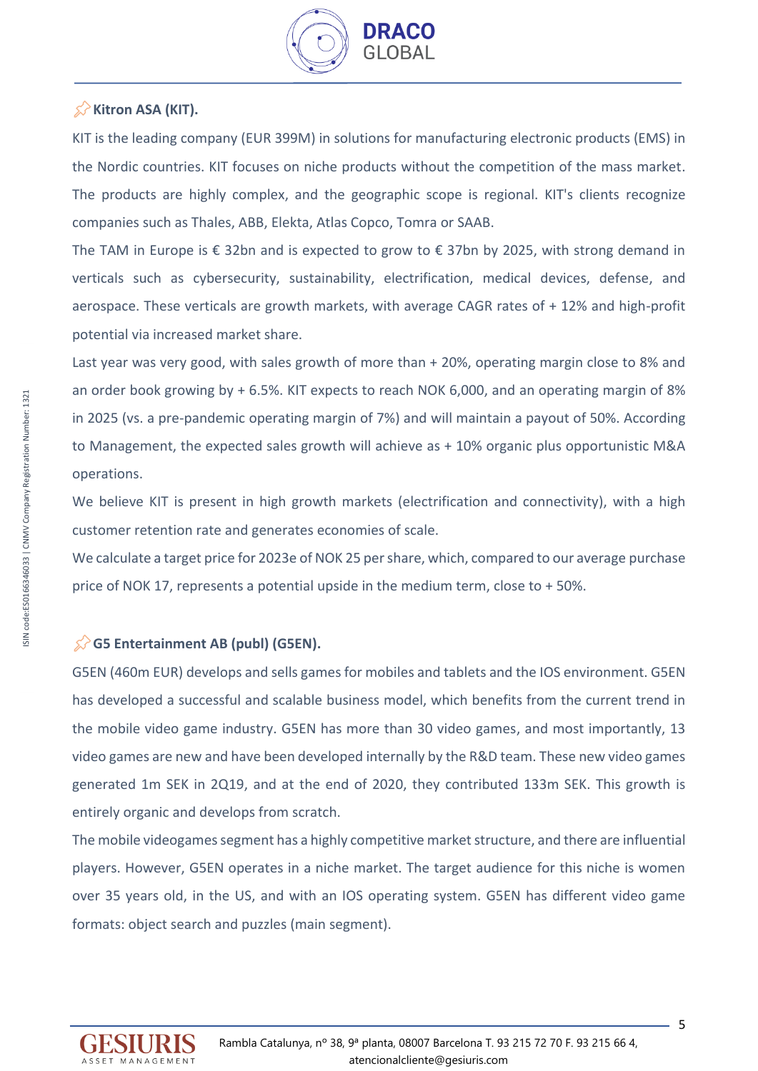**Kitron ASA (KIT).**

KIT is the leading company (EUR 399M) in solutions for manufacturing electronic products (EMS) in the Nordic countries. KIT focuses on niche products without the competition of the mass market. The products are highly complex, and the geographic scope is regional. KIT's clients recognize companies such as Thales, ABB, Elekta, Atlas Copco, Tomra or SAAB.

The TAM in Europe is € 32bn and is expected to grow to € 37bn by 2025, with strong demand in verticals such as cybersecurity, sustainability, electrification, medical devices, defense, and aerospace. These verticals are growth markets, with average CAGR rates of + 12% and high-profit potential via increased market share.

Last year was very good, with sales growth of more than + 20%, operating margin close to 8% and an order book growing by + 6.5%. KIT expects to reach NOK 6,000, and an operating margin of 8% in 2025 (vs. a pre-pandemic operating margin of 7%) and will maintain a payout of 50%. According to Management, the expected sales growth will achieve as + 10% organic plus opportunistic M&A operations.

We believe KIT is present in high growth markets (electrification and connectivity), with a high customer retention rate and generates economies of scale.

We calculate a target price for 2023e of NOK 25 per share, which, compared to our average purchase price of NOK 17, represents a potential upside in the medium term, close to + 50%.

**G5 Entertainment AB (publ) (G5EN).**

G5EN (460m EUR) develops and sells games for mobiles and tablets and the IOS environment. G5EN has developed a successful and scalable business model, which benefits from the current trend in the mobile video game industry. G5EN has more than 30 video games, and most importantly, 13 video games are new and have been developed internally by the R&D team. These new video games generated 1m SEK in 2Q19, and at the end of 2020, they contributed 133m SEK. This growth is entirely organic and develops from scratch.

The mobile videogames segment has a highly competitive market structure, and there are influential players. However, G5EN operates in a niche market. The target audience for this niche is women over 35 years old, in the US, and with an IOS operating system. G5EN has different video game formats: object search and puzzles (main segment).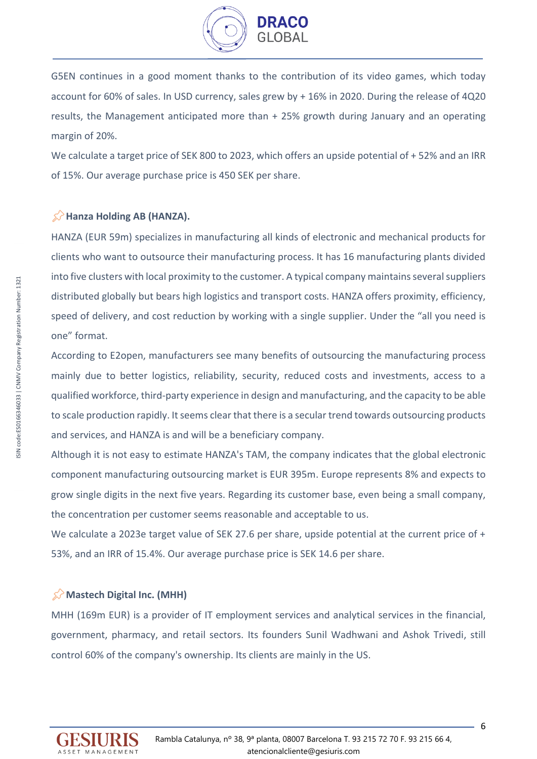G5EN continues in a good moment thanks to the contribution of its video games, which today account for 60% of sales. In USD currency, sales grew by + 16% in 2020. During the release of 4Q20 results, the Management anticipated more than + 25% growth during January and an operating margin of 20%.

We calculate a target price of SEK 800 to 2023, which offers an upside potential of + 52% and an IRR of 15%. Our average purchase price is 450 SEK per share.

### Hanza Holding AB (HANZA).

HANZA (EUR 59m) specializes in manufacturing all kinds of electronic and mechanical products for clients who want to outsource their manufacturing process. It has 16 manufacturing plants divided into five clusters with local proximity to the customer. A typical company maintains several suppliers distributed globally but bears high logistics and transport costs. HANZA offers proximity, efficiency, speed of delivery, and cost reduction by working with a single supplier. Under the "all you need is one" format.

According to E2open, manufacturers see many benefits of outsourcing the manufacturing process mainly due to better logistics, reliability, security, reduced costs and investments, access to a qualified workforce, third-party experience in design and manufacturing, and the capacity to be able to scale production rapidly. It seems clear that there is a secular trend towards outsourcing products and services, and HANZA is and will be a beneficiary company.

Although it is not easy to estimate HANZA's TAM, the company indicates that the global electronic component manufacturing outsourcing market is EUR 395m. Europe represents 8% and expects to grow single digits in the next five years. Regarding its customer base, even being a small company, the concentration per customer seems reasonable and acceptable to us.

We calculate a 2023e target value of SEK 27.6 per share, upside potential at the current price of + 53%, and an IRR of 15.4%. Our average purchase price is SEK 14.6 per share.

### Mastech Digital Inc. (MHH)

MHH (169m EUR) is a provider of IT employment services and analytical services in the financial, government, pharmacy, and retail sectors. Its founders Sunil Wadhwani and Ashok Trivedi, still control 60% of the company's ownership. Its clients are mainly in the US.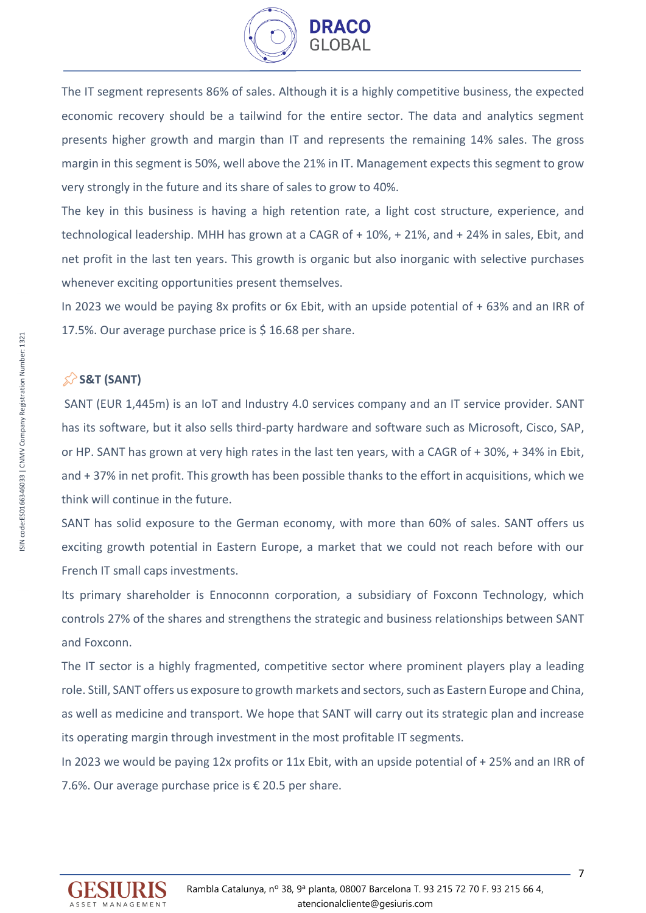The IT segment represents 86% of sales. Although it is a highly competitive business, the expected economic recovery should be a tailwind for the entire sector. The data and analytics segment presents higher growth and margin than IT and represents the remaining 14% sales. The gross margin in this segment is 50%, well above the 21% in IT. Management expects this segment to grow very strongly in the future and its share of sales to grow to 40%.

The key in this business is having a high retention rate, a light cost structure, experience, and technological leadership. MHH has grown at a CAGR of + 10%, + 21%, and + 24% in sales, Ebit, and net profit in the last ten years. This growth is organic but also inorganic with selective purchases whenever exciting opportunities present themselves.

In 2023 we would be paying 8x profits or 6x Ebit, with an upside potential of + 63% and an IRR of 17.5%. Our average purchase price is $ 16.68 per share.

### S&T (SANT)

SANT (EUR 1,445m) is an IoT and Industry 4.0 services company and an IT service provider. SANT has its software, but it also sells third-party hardware and software such as Microsoft, Cisco, SAP, or HP. SANT has grown at very high rates in the last ten years, with a CAGR of + 30%, + 34% in Ebit, and + 37% in net profit. This growth has been possible thanks to the effort in acquisitions, which we think will continue in the future.

SANT has solid exposure to the German economy, with more than 60% of sales. SANT offers us exciting growth potential in Eastern Europe, a market that we could not reach before with our French IT small caps investments.

Its primary shareholder is Ennoconnn corporation, a subsidiary of Foxconn Technology, which controls 27% of the shares and strengthens the strategic and business relationships between SANT and Foxconn.

The IT sector is a highly fragmented, competitive sector where prominent players play a leading role. Still, SANT offers us exposure to growth markets and sectors, such as Eastern Europe and China, as well as medicine and transport. We hope that SANT will carry out its strategic plan and increase its operating margin through investment in the most profitable IT segments.

In 2023 we would be paying 12x profits or 11x Ebit, with an upside potential of + 25% and an IRR of 7.6%. Our average purchase price is € 20.5 per share.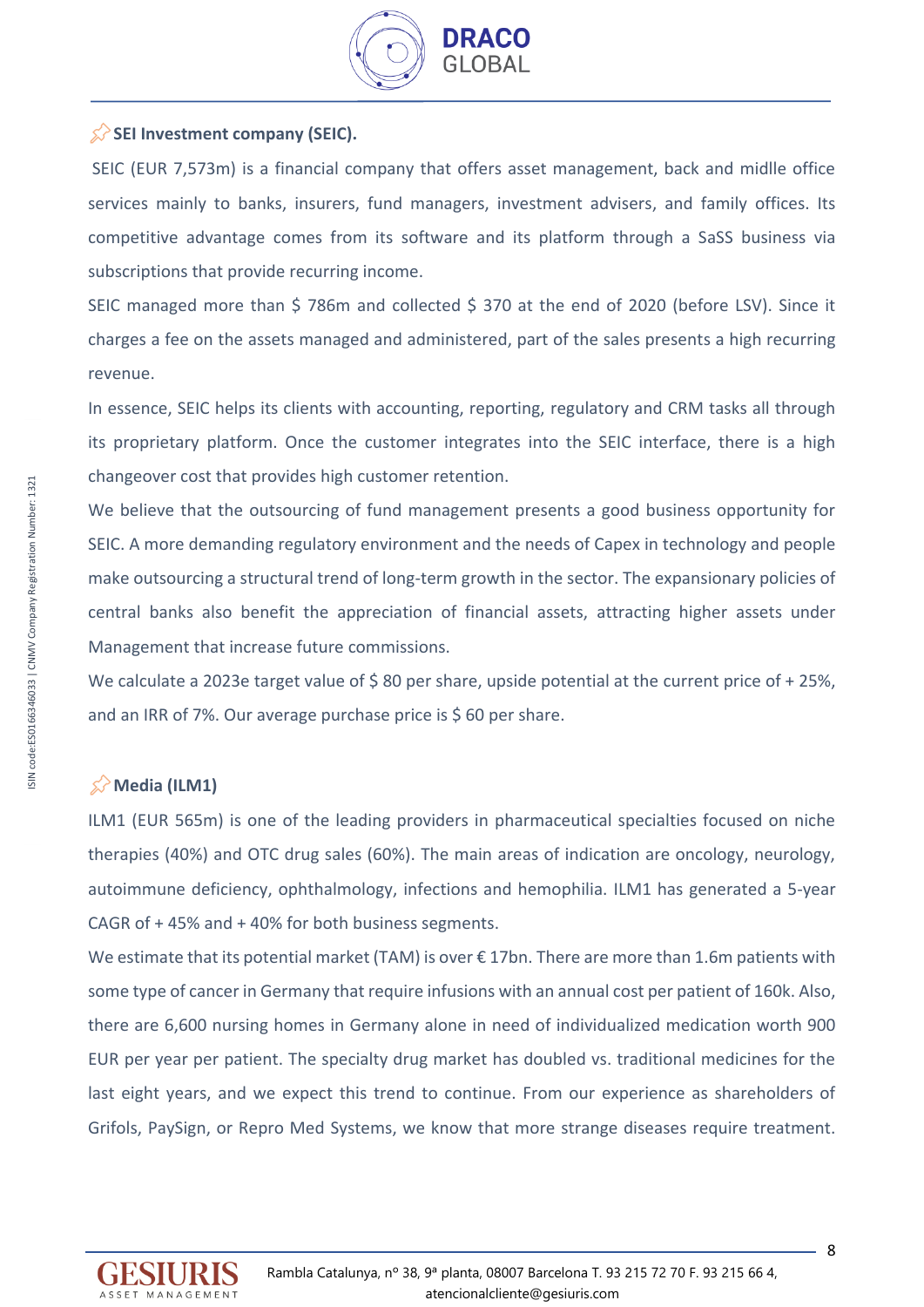### SEI Investment company (SEIC).

SEIC (EUR 7,573m) is a financial company that offers asset management, back and midlle office services mainly to banks, insurers, fund managers, investment advisers, and family offices. Its competitive advantage comes from its software and its platform through a SaSS business via subscriptions that provide recurring income.

SEIC managed more than $ 786m and collected $ 370 at the end of 2020 (before LSV). Since it charges a fee on the assets managed and administered, part of the sales presents a high recurring revenue.

In essence, SEIC helps its clients with accounting, reporting, regulatory and CRM tasks all through its proprietary platform. Once the customer integrates into the SEIC interface, there is a high changeover cost that provides high customer retention.

We believe that the outsourcing of fund management presents a good business opportunity for SEIC. A more demanding regulatory environment and the needs of Capex in technology and people make outsourcing a structural trend of long-term growth in the sector. The expansionary policies of central banks also benefit the appreciation of financial assets, attracting higher assets under Management that increase future commissions.

We calculate a 2023e target value of $ 80 per share, upside potential at the current price of + 25%, and an IRR of 7%. Our average purchase price is $ 60 per share.

### Media (ILM1)

ILM1 (EUR 565m) is one of the leading providers in pharmaceutical specialties focused on niche therapies (40%) and OTC drug sales (60%). The main areas of indication are oncology, neurology, autoimmune deficiency, ophthalmology, infections and hemophilia. ILM1 has generated a 5-year CAGR of + 45% and + 40% for both business segments.

We estimate that its potential market (TAM) is over € 17bn. There are more than 1.6m patients with some type of cancer in Germany that require infusions with an annual cost per patient of 160k. Also, there are 6,600 nursing homes in Germany alone in need of individualized medication worth 900 EUR per year per patient. The specialty drug market has doubled vs. traditional medicines for the last eight years, and we expect this trend to continue. From our experience as shareholders of Grifols, PaySign, or Repro Med Systems, we know that more strange diseases require treatment.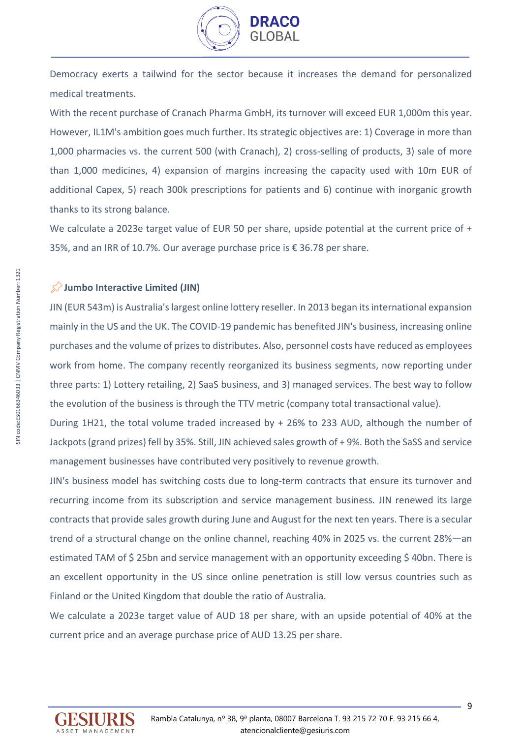Democracy exerts a tailwind for the sector because it increases the demand for personalized medical treatments.

With the recent purchase of Cranach Pharma GmbH, its turnover will exceed EUR 1,000m this year. However, IL1M's ambition goes much further. Its strategic objectives are: 1) Coverage in more than 1,000 pharmacies vs. the current 500 (with Cranach), 2) cross-selling of products, 3) sale of more than 1,000 medicines, 4) expansion of margins increasing the capacity used with 10m EUR of additional Capex, 5) reach 300k prescriptions for patients and 6) continue with inorganic growth thanks to its strong balance.

We calculate a 2023e target value of EUR 50 per share, upside potential at the current price of + 35%, and an IRR of 10.7%. Our average purchase price is € 36.78 per share.

### Jumbo Interactive Limited (JIN)

JIN (EUR 543m) is Australia's largest online lottery reseller. In 2013 began its international expansion mainly in the US and the UK. The COVID-19 pandemic has benefited JIN's business, increasing online purchases and the volume of prizes to distributes. Also, personnel costs have reduced as employees work from home. The company recently reorganized its business segments, now reporting under three parts: 1) Lottery retailing, 2) SaaS business, and 3) managed services. The best way to follow the evolution of the business is through the TTV metric (company total transactional value).

During 1H21, the total volume traded increased by + 26% to 233 AUD, although the number of Jackpots (grand prizes) fell by 35%. Still, JIN achieved sales growth of + 9%. Both the SaSS and service management businesses have contributed very positively to revenue growth.

JIN's business model has switching costs due to long-term contracts that ensure its turnover and recurring income from its subscription and service management business. JIN renewed its large contracts that provide sales growth during June and August for the next ten years. There is a secular trend of a structural change on the online channel, reaching 40% in 2025 vs. the current 28%—an estimated TAM of $ 25bn and service management with an opportunity exceeding $ 40bn. There is an excellent opportunity in the US since online penetration is still low versus countries such as Finland or the United Kingdom that double the ratio of Australia.

We calculate a 2023e target value of AUD 18 per share, with an upside potential of 40% at the current price and an average purchase price of AUD 13.25 per share.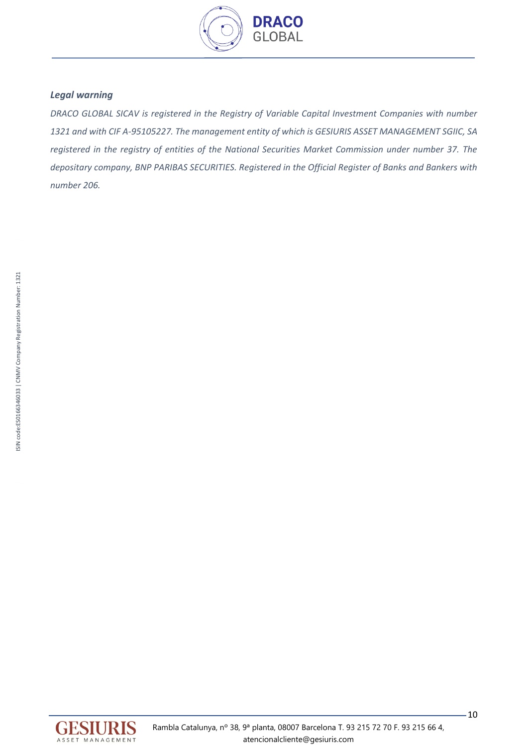***Legal warning***

*DRACO GLOBAL SICAV is registered in the Registry of Variable Capital Investment Companies with number 1321 and with CIF A-95105227. The management entity of which is GESIURIS ASSET MANAGEMENT SGIIC, SA registered in the registry of entities of the National Securities Market Commission under number 37. The depositary company, BNP PARIBAS SECURITIES. Registered in the Official Register of Banks and Bankers with number 206.*